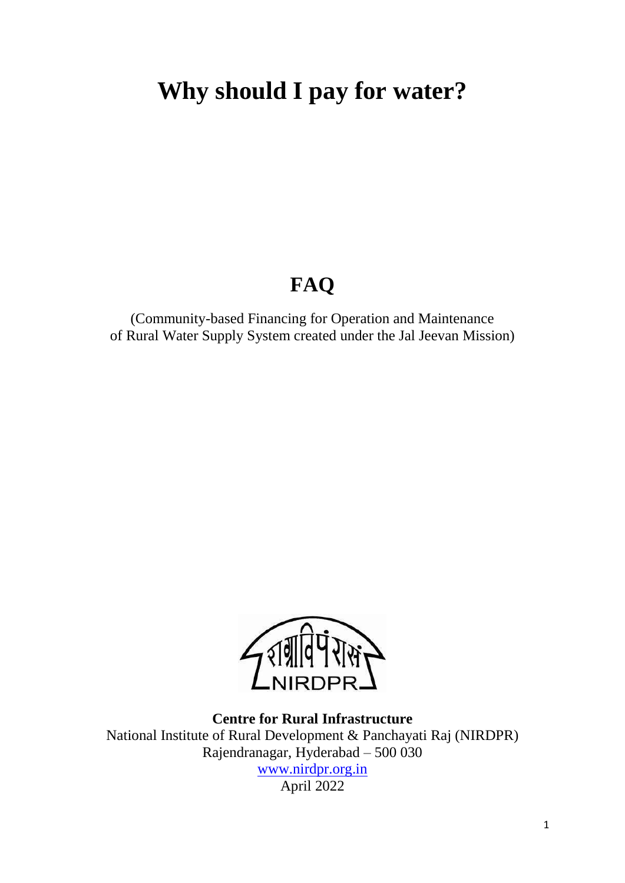# Why should I pay for water?

## FAQ

(Community-based Financing for Operation and Maintenance of Rural Water Supply System created under the Jal Jeevan Mission)

**Centre for Rural Infrastructure**

National Institute of Rural Development & Panchayati Raj (NIRDPR)

Rajendranagar, Hyderabad – 500 030

www.nirdpr.org.in

April 2022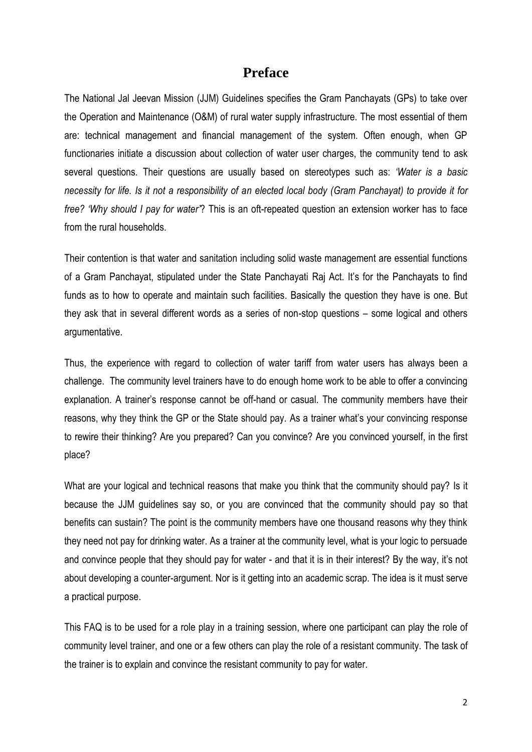# Preface

The National Jal Jeevan Mission (JJM) Guidelines specifies the Gram Panchayats (GPs) to take over the Operation and Maintenance (O&M) of rural water supply infrastructure. The most essential of them are: technical management and financial management of the system. Often enough, when GP functionaries initiate a discussion about collection of water user charges, the community tend to ask several questions. Their questions are usually based on stereotypes such as: *'Water is a basic necessity for life. Is it not a responsibility of an elected local body (Gram Panchayat) to provide it for free? 'Why should I pay for water'*? This is an oft-repeated question an extension worker has to face from the rural households.

Their contention is that water and sanitation including solid waste management are essential functions of a Gram Panchayat, stipulated under the State Panchayati Raj Act. It's for the Panchayats to find funds as to how to operate and maintain such facilities. Basically the question they have is one. But they ask that in several different words as a series of non-stop questions – some logical and others argumentative.

Thus, the experience with regard to collection of water tariff from water users has always been a challenge. The community level trainers have to do enough home work to be able to offer a convincing explanation. A trainer's response cannot be off-hand or casual. The community members have their reasons, why they think the GP or the State should pay. As a trainer what's your convincing response to rewire their thinking? Are you prepared? Can you convince? Are you convinced yourself, in the first place?

What are your logical and technical reasons that make you think that the community should pay? Is it because the JJM guidelines say so, or you are convinced that the community should pay so that benefits can sustain? The point is the community members have one thousand reasons why they think they need not pay for drinking water. As a trainer at the community level, what is your logic to persuade and convince people that they should pay for water - and that it is in their interest? By the way, it's not about developing a counter-argument. Nor is it getting into an academic scrap. The idea is it must serve a practical purpose.

This FAQ is to be used for a role play in a training session, where one participant can play the role of community level trainer, and one or a few others can play the role of a resistant community. The task of the trainer is to explain and convince the resistant community to pay for water.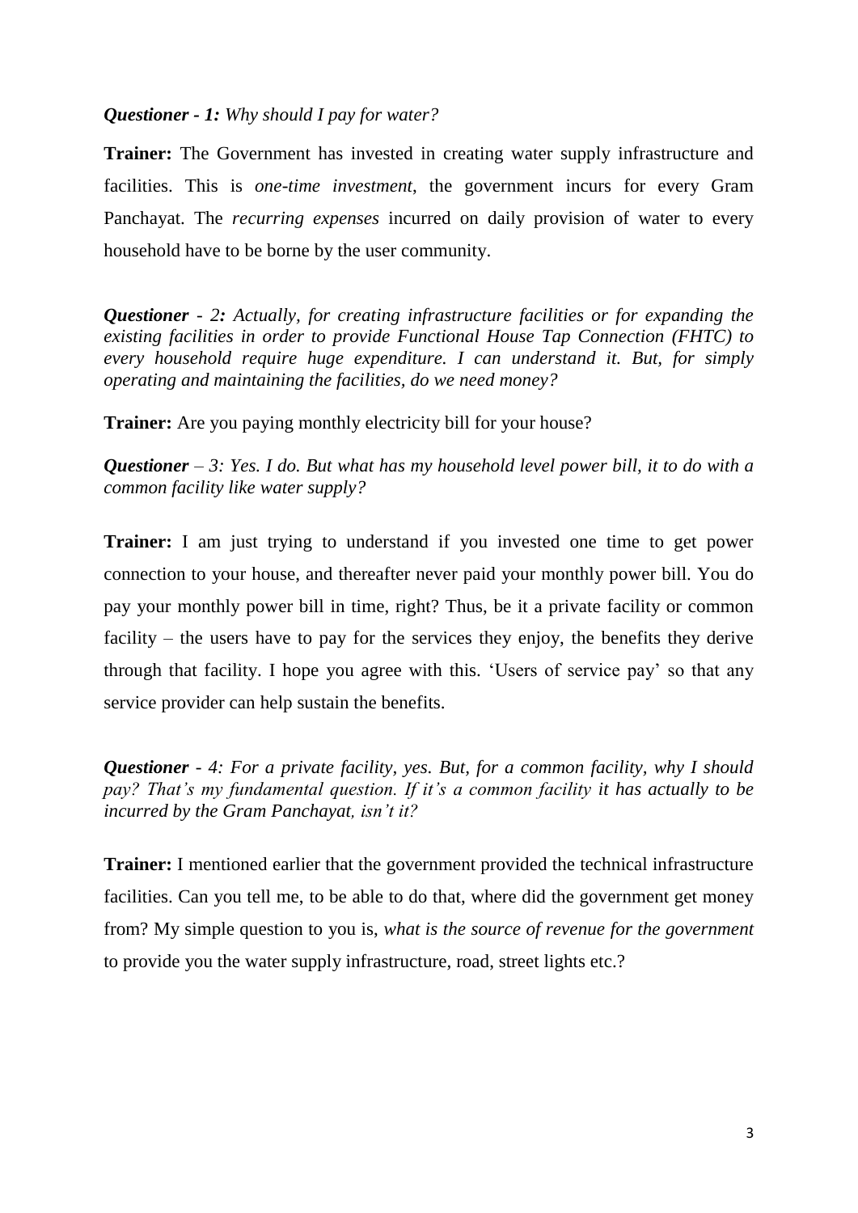***Questioner - 1:*** *Why should I pay for water?*

**Trainer:** The Government has invested in creating water supply infrastructure and facilities. This is *one-time investment*, the government incurs for every Gram Panchayat. The *recurring expenses* incurred on daily provision of water to every household have to be borne by the user community.

***Questioner - 2:*** *Actually, for creating infrastructure facilities or for expanding the existing facilities in order to provide Functional House Tap Connection (FHTC) to every household require huge expenditure. I can understand it. But, for simply operating and maintaining the facilities, do we need money?*

**Trainer:** Are you paying monthly electricity bill for your house?

***Questioner*** *– 3: Yes. I do. But what has my household level power bill, it to do with a common facility like water supply?*

**Trainer:** I am just trying to understand if you invested one time to get power connection to your house, and thereafter never paid your monthly power bill. You do pay your monthly power bill in time, right? Thus, be it a private facility or common facility – the users have to pay for the services they enjoy, the benefits they derive through that facility. I hope you agree with this. 'Users of service pay' so that any service provider can help sustain the benefits.

***Questioner*** *- 4: For a private facility, yes. But, for a common facility, why I should pay? That's my fundamental question. If it's a common facility it has actually to be incurred by the Gram Panchayat, isn't it?*

**Trainer:** I mentioned earlier that the government provided the technical infrastructure facilities. Can you tell me, to be able to do that, where did the government get money from? My simple question to you is, *what is the source of revenue for the government* to provide you the water supply infrastructure, road, street lights etc.?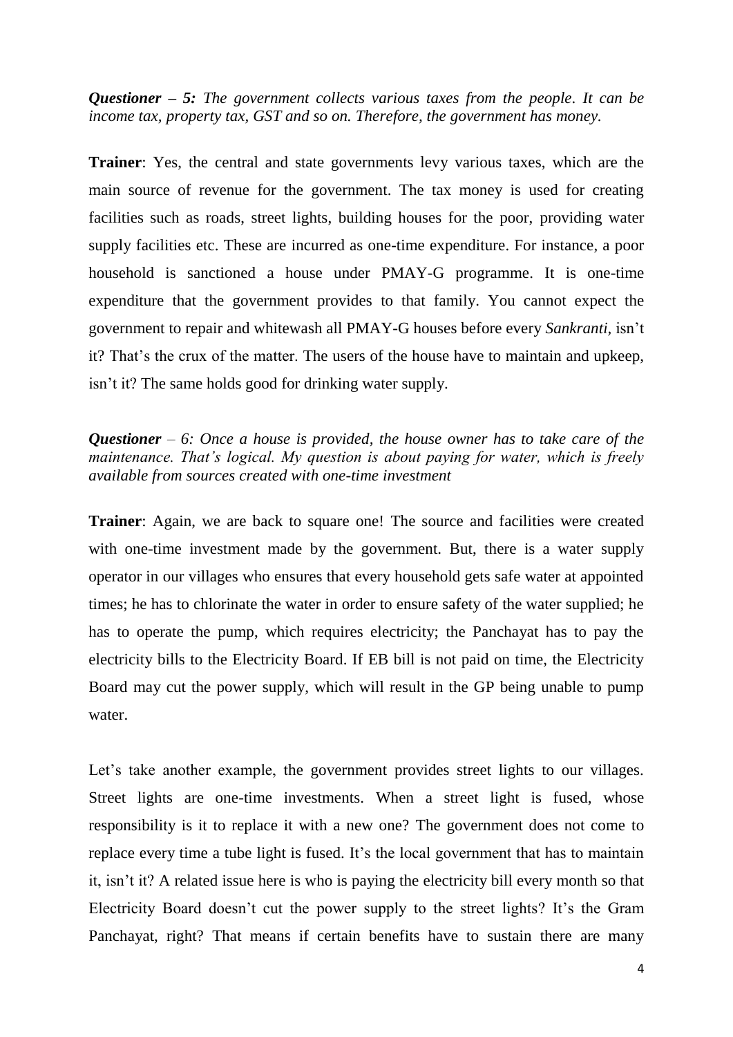***Questioner – 5:*** *The government collects various taxes from the people. It can be income tax, property tax, GST and so on. Therefore, the government has money.*

**Trainer**: Yes, the central and state governments levy various taxes, which are the main source of revenue for the government. The tax money is used for creating facilities such as roads, street lights, building houses for the poor, providing water supply facilities etc. These are incurred as one-time expenditure. For instance, a poor household is sanctioned a house under PMAY-G programme. It is one-time expenditure that the government provides to that family. You cannot expect the government to repair and whitewash all PMAY-G houses before every *Sankranti,* isn't it? That's the crux of the matter. The users of the house have to maintain and upkeep, isn't it? The same holds good for drinking water supply.

***Questioner** – 6: Once a house is provided, the house owner has to take care of the maintenance. That's logical. My question is about paying for water, which is freely available from sources created with one-time investment*

**Trainer**: Again, we are back to square one! The source and facilities were created with one-time investment made by the government. But, there is a water supply operator in our villages who ensures that every household gets safe water at appointed times; he has to chlorinate the water in order to ensure safety of the water supplied; he has to operate the pump, which requires electricity; the Panchayat has to pay the electricity bills to the Electricity Board. If EB bill is not paid on time, the Electricity Board may cut the power supply, which will result in the GP being unable to pump water.

Let's take another example, the government provides street lights to our villages. Street lights are one-time investments. When a street light is fused, whose responsibility is it to replace it with a new one? The government does not come to replace every time a tube light is fused. It's the local government that has to maintain it, isn't it? A related issue here is who is paying the electricity bill every month so that Electricity Board doesn't cut the power supply to the street lights? It's the Gram Panchayat, right? That means if certain benefits have to sustain there are many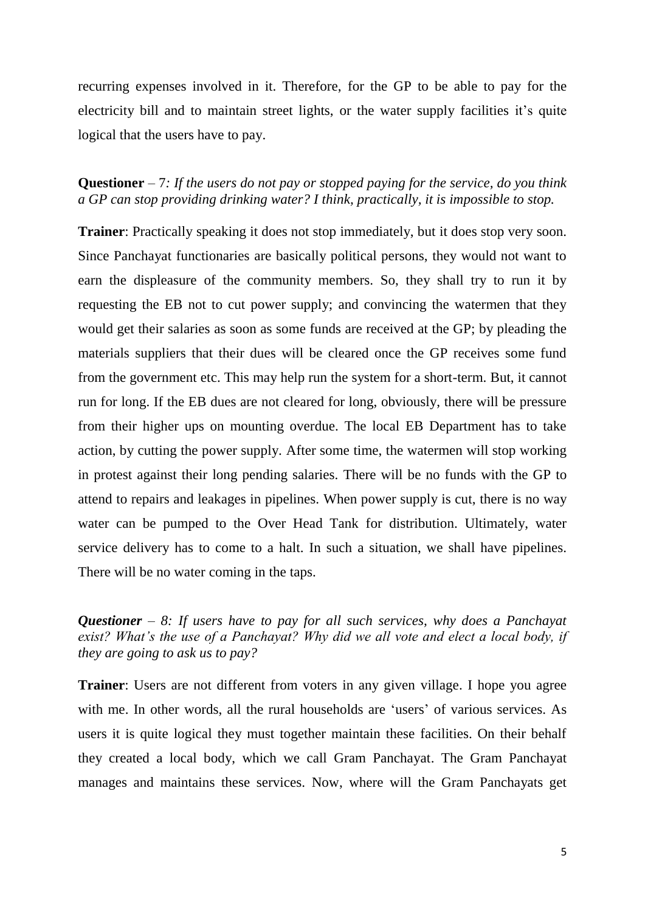recurring expenses involved in it. Therefore, for the GP to be able to pay for the electricity bill and to maintain street lights, or the water supply facilities it's quite logical that the users have to pay.

**Questioner** – 7*: If the users do not pay or stopped paying for the service, do you think a GP can stop providing drinking water? I think, practically, it is impossible to stop.*

**Trainer**: Practically speaking it does not stop immediately, but it does stop very soon. Since Panchayat functionaries are basically political persons, they would not want to earn the displeasure of the community members. So, they shall try to run it by requesting the EB not to cut power supply; and convincing the watermen that they would get their salaries as soon as some funds are received at the GP; by pleading the materials suppliers that their dues will be cleared once the GP receives some fund from the government etc. This may help run the system for a short-term. But, it cannot run for long. If the EB dues are not cleared for long, obviously, there will be pressure from their higher ups on mounting overdue. The local EB Department has to take action, by cutting the power supply. After some time, the watermen will stop working in protest against their long pending salaries. There will be no funds with the GP to attend to repairs and leakages in pipelines. When power supply is cut, there is no way water can be pumped to the Over Head Tank for distribution. Ultimately, water service delivery has to come to a halt. In such a situation, we shall have pipelines. There will be no water coming in the taps.

***Questioner** – 8: If users have to pay for all such services, why does a Panchayat exist? What's the use of a Panchayat? Why did we all vote and elect a local body, if they are going to ask us to pay?*

**Trainer**: Users are not different from voters in any given village. I hope you agree with me. In other words, all the rural households are 'users' of various services. As users it is quite logical they must together maintain these facilities. On their behalf they created a local body, which we call Gram Panchayat. The Gram Panchayat manages and maintains these services. Now, where will the Gram Panchayats get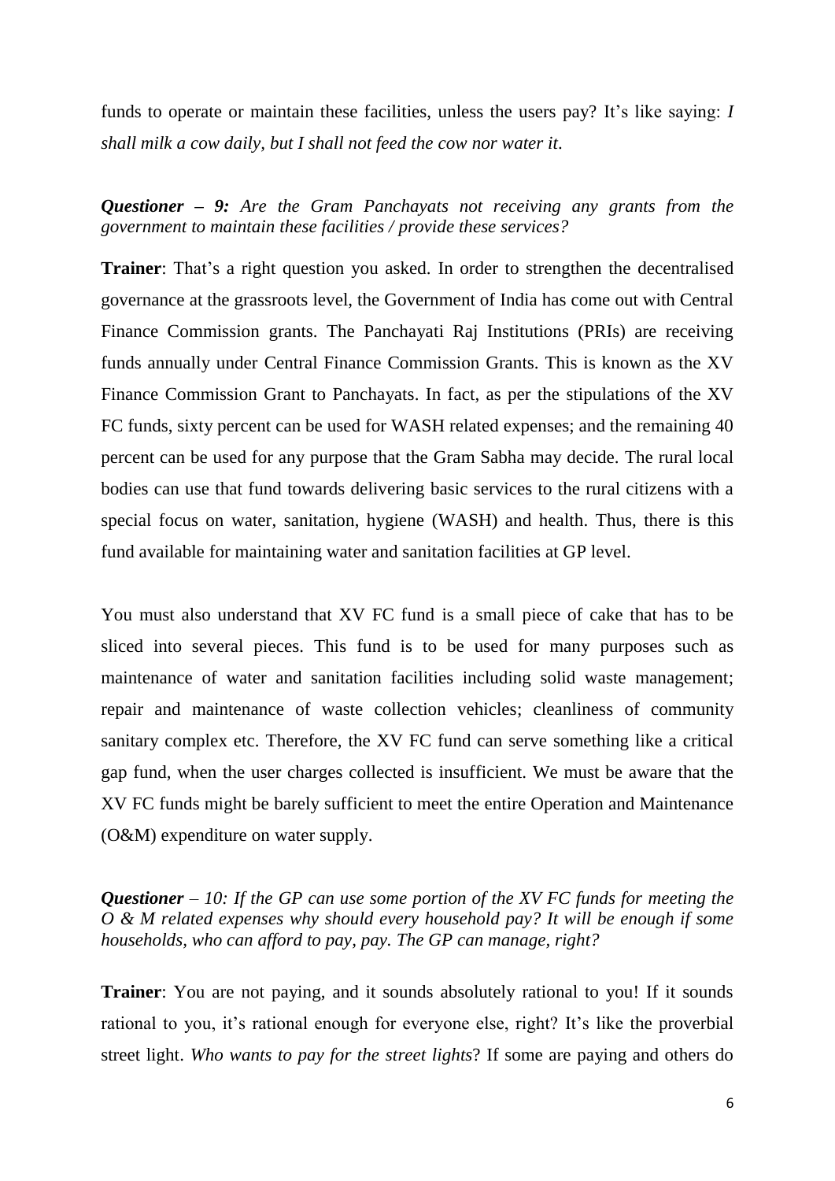funds to operate or maintain these facilities, unless the users pay? It's like saying: *I shall milk a cow daily, but I shall not feed the cow nor water it*.

***Questioner – 9:*** *Are the Gram Panchayats not receiving any grants from the government to maintain these facilities / provide these services?*

**Trainer**: That's a right question you asked. In order to strengthen the decentralised governance at the grassroots level, the Government of India has come out with Central Finance Commission grants. The Panchayati Raj Institutions (PRIs) are receiving funds annually under Central Finance Commission Grants. This is known as the XV Finance Commission Grant to Panchayats. In fact, as per the stipulations of the XV FC funds, sixty percent can be used for WASH related expenses; and the remaining 40 percent can be used for any purpose that the Gram Sabha may decide. The rural local bodies can use that fund towards delivering basic services to the rural citizens with a special focus on water, sanitation, hygiene (WASH) and health. Thus, there is this fund available for maintaining water and sanitation facilities at GP level.

You must also understand that XV FC fund is a small piece of cake that has to be sliced into several pieces. This fund is to be used for many purposes such as maintenance of water and sanitation facilities including solid waste management; repair and maintenance of waste collection vehicles; cleanliness of community sanitary complex etc. Therefore, the XV FC fund can serve something like a critical gap fund, when the user charges collected is insufficient. We must be aware that the XV FC funds might be barely sufficient to meet the entire Operation and Maintenance (O&M) expenditure on water supply.

***Questioner*** *– 10: If the GP can use some portion of the XV FC funds for meeting the O & M related expenses why should every household pay? It will be enough if some households, who can afford to pay, pay. The GP can manage, right?*

**Trainer**: You are not paying, and it sounds absolutely rational to you! If it sounds rational to you, it's rational enough for everyone else, right? It's like the proverbial street light. *Who wants to pay for the street lights*? If some are paying and others do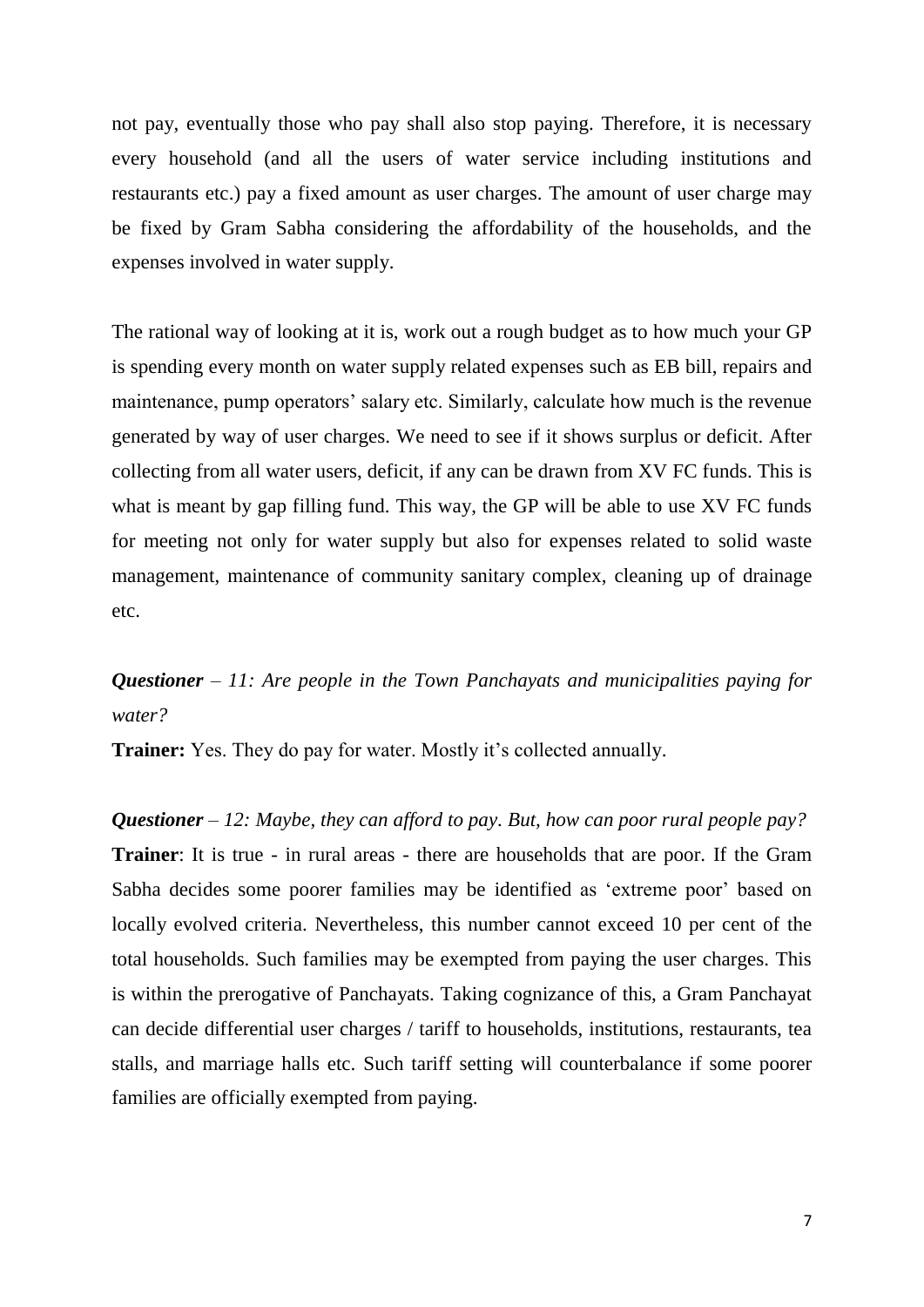not pay, eventually those who pay shall also stop paying. Therefore, it is necessary every household (and all the users of water service including institutions and restaurants etc.) pay a fixed amount as user charges. The amount of user charge may be fixed by Gram Sabha considering the affordability of the households, and the expenses involved in water supply.

The rational way of looking at it is, work out a rough budget as to how much your GP is spending every month on water supply related expenses such as EB bill, repairs and maintenance, pump operators' salary etc. Similarly, calculate how much is the revenue generated by way of user charges. We need to see if it shows surplus or deficit. After collecting from all water users, deficit, if any can be drawn from XV FC funds. This is what is meant by gap filling fund. This way, the GP will be able to use XV FC funds for meeting not only for water supply but also for expenses related to solid waste management, maintenance of community sanitary complex, cleaning up of drainage etc.

***Questioner** – 11: Are people in the Town Panchayats and municipalities paying for water?*

**Trainer:** Yes. They do pay for water. Mostly it's collected annually.

***Questioner** – 12: Maybe, they can afford to pay. But, how can poor rural people pay?*

**Trainer**: It is true - in rural areas - there are households that are poor. If the Gram Sabha decides some poorer families may be identified as 'extreme poor' based on locally evolved criteria. Nevertheless, this number cannot exceed 10 per cent of the total households. Such families may be exempted from paying the user charges. This is within the prerogative of Panchayats. Taking cognizance of this, a Gram Panchayat can decide differential user charges / tariff to households, institutions, restaurants, tea stalls, and marriage halls etc. Such tariff setting will counterbalance if some poorer families are officially exempted from paying.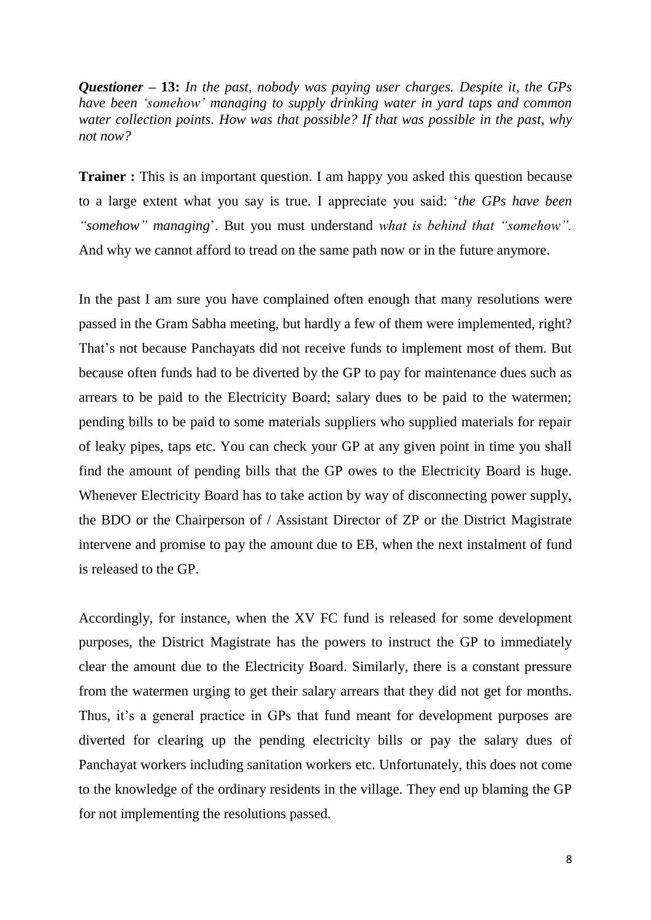***Questioner* – 13:** *In the past, nobody was paying user charges. Despite it, the GPs have been 'somehow' managing to supply drinking water in yard taps and common water collection points. How was that possible? If that was possible in the past, why not now?*

**Trainer :** This is an important question. I am happy you asked this question because to a large extent what you say is true. I appreciate you said: '*the GPs have been "somehow" managing*'. But you must understand *what is behind that "somehow".* And why we cannot afford to tread on the same path now or in the future anymore.

In the past I am sure you have complained often enough that many resolutions were passed in the Gram Sabha meeting, but hardly a few of them were implemented, right? That's not because Panchayats did not receive funds to implement most of them. But because often funds had to be diverted by the GP to pay for maintenance dues such as arrears to be paid to the Electricity Board; salary dues to be paid to the watermen; pending bills to be paid to some materials suppliers who supplied materials for repair of leaky pipes, taps etc. You can check your GP at any given point in time you shall find the amount of pending bills that the GP owes to the Electricity Board is huge. Whenever Electricity Board has to take action by way of disconnecting power supply, the BDO or the Chairperson of / Assistant Director of ZP or the District Magistrate intervene and promise to pay the amount due to EB, when the next instalment of fund is released to the GP.

Accordingly, for instance, when the XV FC fund is released for some development purposes, the District Magistrate has the powers to instruct the GP to immediately clear the amount due to the Electricity Board. Similarly, there is a constant pressure from the watermen urging to get their salary arrears that they did not get for months. Thus, it's a general practice in GPs that fund meant for development purposes are diverted for clearing up the pending electricity bills or pay the salary dues of Panchayat workers including sanitation workers etc. Unfortunately, this does not come to the knowledge of the ordinary residents in the village. They end up blaming the GP for not implementing the resolutions passed.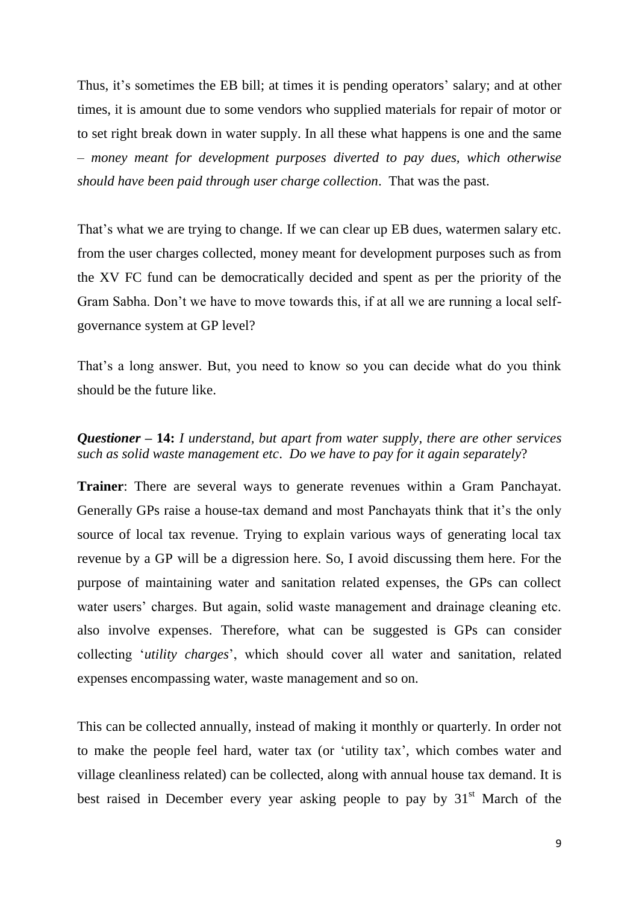Thus, it's sometimes the EB bill; at times it is pending operators' salary; and at other times, it is amount due to some vendors who supplied materials for repair of motor or to set right break down in water supply. In all these what happens is one and the same – *money meant for development purposes diverted to pay dues, which otherwise should have been paid through user charge collection*. That was the past.

That's what we are trying to change. If we can clear up EB dues, watermen salary etc. from the user charges collected, money meant for development purposes such as from the XV FC fund can be democratically decided and spent as per the priority of the Gram Sabha. Don't we have to move towards this, if at all we are running a local self-governance system at GP level?

That's a long answer. But, you need to know so you can decide what do you think should be the future like.

***Questioner* – 14:** *I understand, but apart from water supply, there are other services such as solid waste management etc. Do we have to pay for it again separately*?

**Trainer**: There are several ways to generate revenues within a Gram Panchayat. Generally GPs raise a house-tax demand and most Panchayats think that it's the only source of local tax revenue. Trying to explain various ways of generating local tax revenue by a GP will be a digression here. So, I avoid discussing them here. For the purpose of maintaining water and sanitation related expenses, the GPs can collect water users' charges. But again, solid waste management and drainage cleaning etc. also involve expenses. Therefore, what can be suggested is GPs can consider collecting '*utility charges*', which should cover all water and sanitation, related expenses encompassing water, waste management and so on.

This can be collected annually, instead of making it monthly or quarterly. In order not to make the people feel hard, water tax (or 'utility tax', which combes water and village cleanliness related) can be collected, along with annual house tax demand. It is best raised in December every year asking people to pay by 31st March of the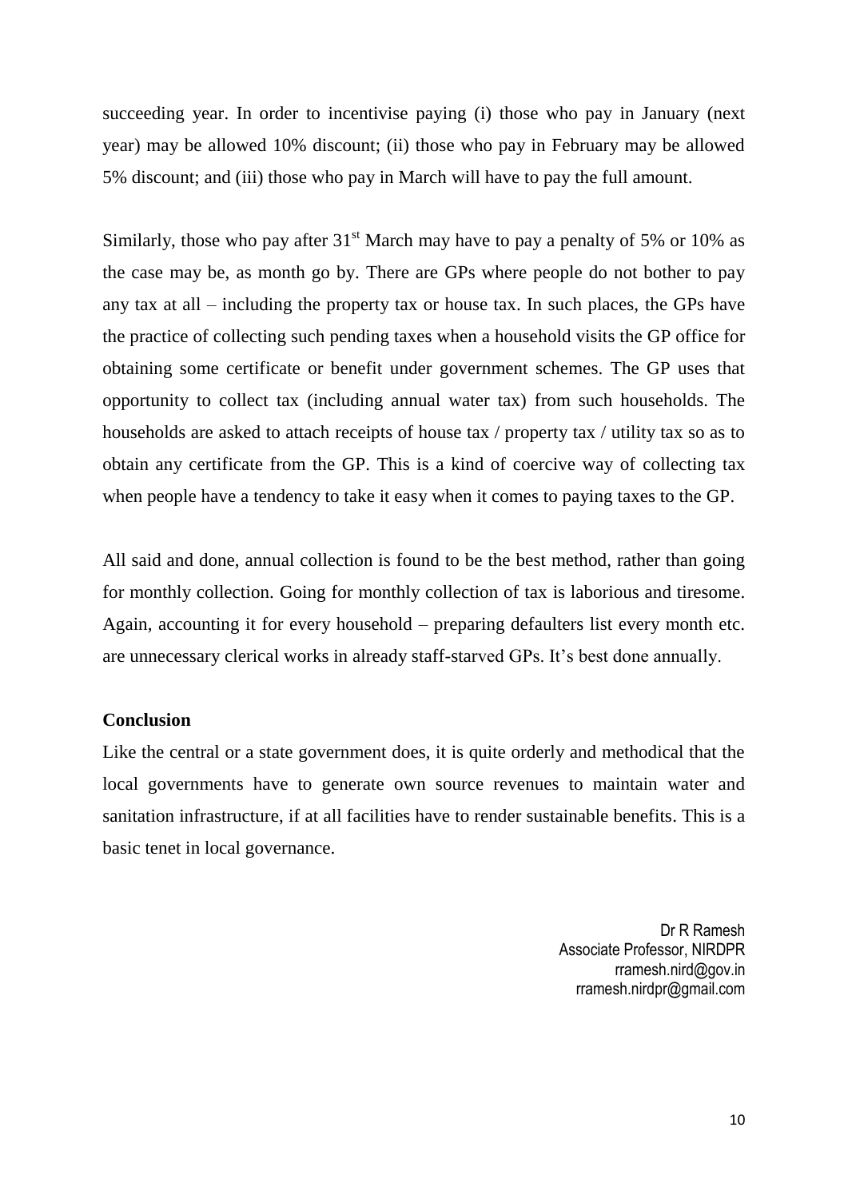succeeding year. In order to incentivise paying (i) those who pay in January (next year) may be allowed 10% discount; (ii) those who pay in February may be allowed 5% discount; and (iii) those who pay in March will have to pay the full amount.

Similarly, those who pay after 31st March may have to pay a penalty of 5% or 10% as the case may be, as month go by. There are GPs where people do not bother to pay any tax at all – including the property tax or house tax. In such places, the GPs have the practice of collecting such pending taxes when a household visits the GP office for obtaining some certificate or benefit under government schemes. The GP uses that opportunity to collect tax (including annual water tax) from such households. The households are asked to attach receipts of house tax / property tax / utility tax so as to obtain any certificate from the GP. This is a kind of coercive way of collecting tax when people have a tendency to take it easy when it comes to paying taxes to the GP.

All said and done, annual collection is found to be the best method, rather than going for monthly collection. Going for monthly collection of tax is laborious and tiresome. Again, accounting it for every household – preparing defaulters list every month etc. are unnecessary clerical works in already staff-starved GPs. It's best done annually.

**Conclusion**

Like the central or a state government does, it is quite orderly and methodical that the local governments have to generate own source revenues to maintain water and sanitation infrastructure, if at all facilities have to render sustainable benefits. This is a basic tenet in local governance.

Dr R Ramesh
Associate Professor, NIRDPR
rramesh.nird@gov.in
rramesh.nirdpr@gmail.com